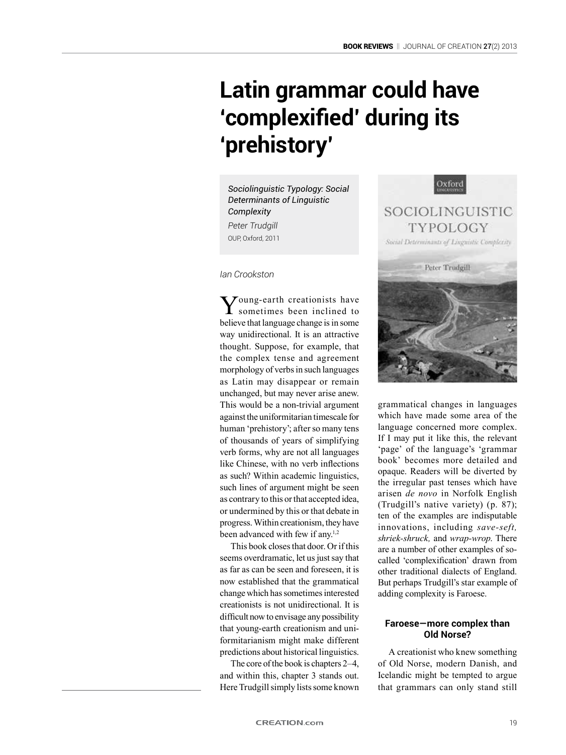# Latin grammar could have 'complexified' during its 'prehistory'

*Sociolinguistic Typology: Social Determinants of Linguistic Complexity*
*Peter Trudgill*
OUP, Oxford, 2011

*Ian Crookston*

Young-earth creationists have sometimes been inclined to believe that language change is in some way unidirectional. It is an attractive thought. Suppose, for example, that the complex tense and agreement morphology of verbs in such languages as Latin may disappear or remain unchanged, but may never arise anew. This would be a non-trivial argument against the uniformitarian timescale for human 'prehistory'; after so many tens of thousands of years of simplifying verb forms, why are not all languages like Chinese, with no verb inflections as such? Within academic linguistics, such lines of argument might be seen as contrary to this or that accepted idea, or undermined by this or that debate in progress. Within creationism, they have been advanced with few if any.[1,2]

This book closes that door. Or if this seems overdramatic, let us just say that as far as can be seen and foreseen, it is now established that the grammatical change which has sometimes interested creationists is not unidirectional. It is difficult now to envisage any possibility that young-earth creationism and uniformitarianism might make different predictions about historical linguistics.

The core of the book is chapters 2–4, and within this, chapter 3 stands out. Here Trudgill simply lists some known grammatical changes in languages which have made some area of the language concerned more complex. If I may put it like this, the relevant 'page' of the language's 'grammar book' becomes more detailed and opaque. Readers will be diverted by the irregular past tenses which have arisen *de novo* in Norfolk English (Trudgill's native variety) (p. 87); ten of the examples are indisputable innovations, including *save-seft, shriek-shruck,* and *wrap-wrop.* There are a number of other examples of so-called 'complexification' drawn from other traditional dialects of England. But perhaps Trudgill's star example of adding complexity is Faroese.

### Faroese—more complex than Old Norse?

A creationist who knew something of Old Norse, modern Danish, and Icelandic might be tempted to argue that grammars can only stand still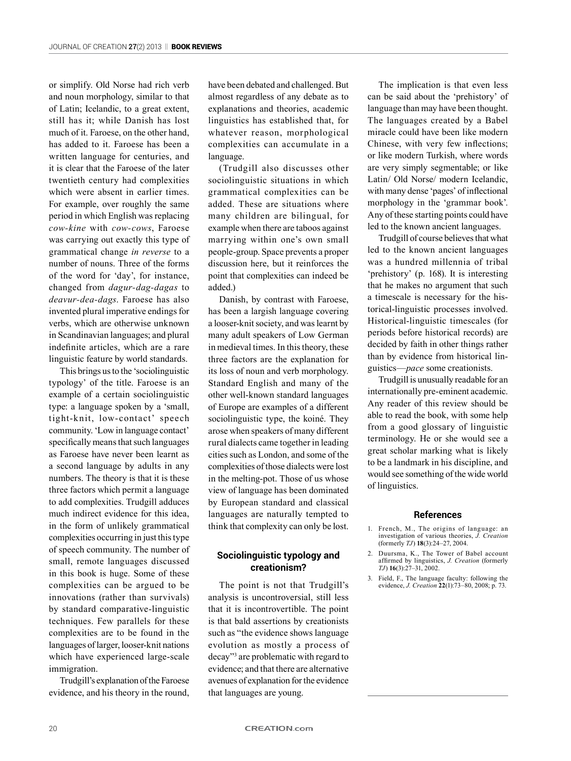or simplify. Old Norse had rich verb and noun morphology, similar to that of Latin; Icelandic, to a great extent, still has it; while Danish has lost much of it. Faroese, on the other hand, has added to it. Faroese has been a written language for centuries, and it is clear that the Faroese of the later twentieth century had complexities which were absent in earlier times. For example, over roughly the same period in which English was replacing *cow-kine* with *cow-cows*, Faroese was carrying out exactly this type of grammatical change *in reverse* to a number of nouns. Three of the forms of the word for 'day', for instance, changed from *dagur-dag-dagas* to *deavur-dea-dags*. Faroese has also invented plural imperative endings for verbs, which are otherwise unknown in Scandinavian languages; and plural indefinite articles, which are a rare linguistic feature by world standards.

This brings us to the 'sociolinguistic typology' of the title. Faroese is an example of a certain sociolinguistic type: a language spoken by a 'small, tight-knit, low-contact' speech community. 'Low in language contact' specifically means that such languages as Faroese have never been learnt as a second language by adults in any numbers. The theory is that it is these three factors which permit a language to add complexities. Trudgill adduces much indirect evidence for this idea, in the form of unlikely grammatical complexities occurring in just this type of speech community. The number of small, remote languages discussed in this book is huge. Some of these complexities can be argued to be innovations (rather than survivals) by standard comparative-linguistic techniques. Few parallels for these complexities are to be found in the languages of larger, looser-knit nations which have experienced large-scale immigration.

Trudgill's explanation of the Faroese evidence, and his theory in the round, have been debated and challenged. But almost regardless of any debate as to explanations and theories, academic linguistics has established that, for whatever reason, morphological complexities can accumulate in a language.

(Trudgill also discusses other sociolinguistic situations in which grammatical complexities can be added. These are situations where many children are bilingual, for example when there are taboos against marrying within one's own small people-group. Space prevents a proper discussion here, but it reinforces the point that complexities can indeed be added.)

Danish, by contrast with Faroese, has been a largish language covering a looser-knit society, and was learnt by many adult speakers of Low German in medieval times. In this theory, these three factors are the explanation for its loss of noun and verb morphology. Standard English and many of the other well-known standard languages of Europe are examples of a different sociolinguistic type, the koiné. They arose when speakers of many different rural dialects came together in leading cities such as London, and some of the complexities of those dialects were lost in the melting-pot. Those of us whose view of language has been dominated by European standard and classical languages are naturally tempted to think that complexity can only be lost.

## Sociolinguistic typology and creationism?

The point is not that Trudgill's analysis is uncontroversial, still less that it is incontrovertible. The point is that bald assertions by creationists such as "the evidence shows language evolution as mostly a process of decay"[3] are problematic with regard to evidence; and that there are alternative avenues of explanation for the evidence that languages are young.

The implication is that even less can be said about the 'prehistory' of language than may have been thought. The languages created by a Babel miracle could have been like modern Chinese, with very few inflections; or like modern Turkish, where words are very simply segmentable; or like Latin/ Old Norse/ modern Icelandic, with many dense 'pages' of inflectional morphology in the 'grammar book'. Any of these starting points could have led to the known ancient languages.

Trudgill of course believes that what led to the known ancient languages was a hundred millennia of tribal 'prehistory' (p. 168). It is interesting that he makes no argument that such a timescale is necessary for the historical-linguistic processes involved. Historical-linguistic timescales (for periods before historical records) are decided by faith in other things rather than by evidence from historical linguistics—*pace* some creationists.

Trudgill is unusually readable for an internationally pre-eminent academic. Any reader of this review should be able to read the book, with some help from a good glossary of linguistic terminology. He or she would see a great scholar marking what is likely to be a landmark in his discipline, and would see something of the wide world of linguistics.

## References

1. French, M., The origins of language: an investigation of various theories, *J. Creation* (formerly *TJ*) **18**(3):24–27, 2004.
2. Duursma, K., The Tower of Babel account affirmed by linguistics, *J. Creation* (formerly *TJ*) **16**(3):27–31, 2002.
3. Field, F., The language faculty: following the evidence, *J. Creation* **22**(1):73–80, 2008; p. 73.